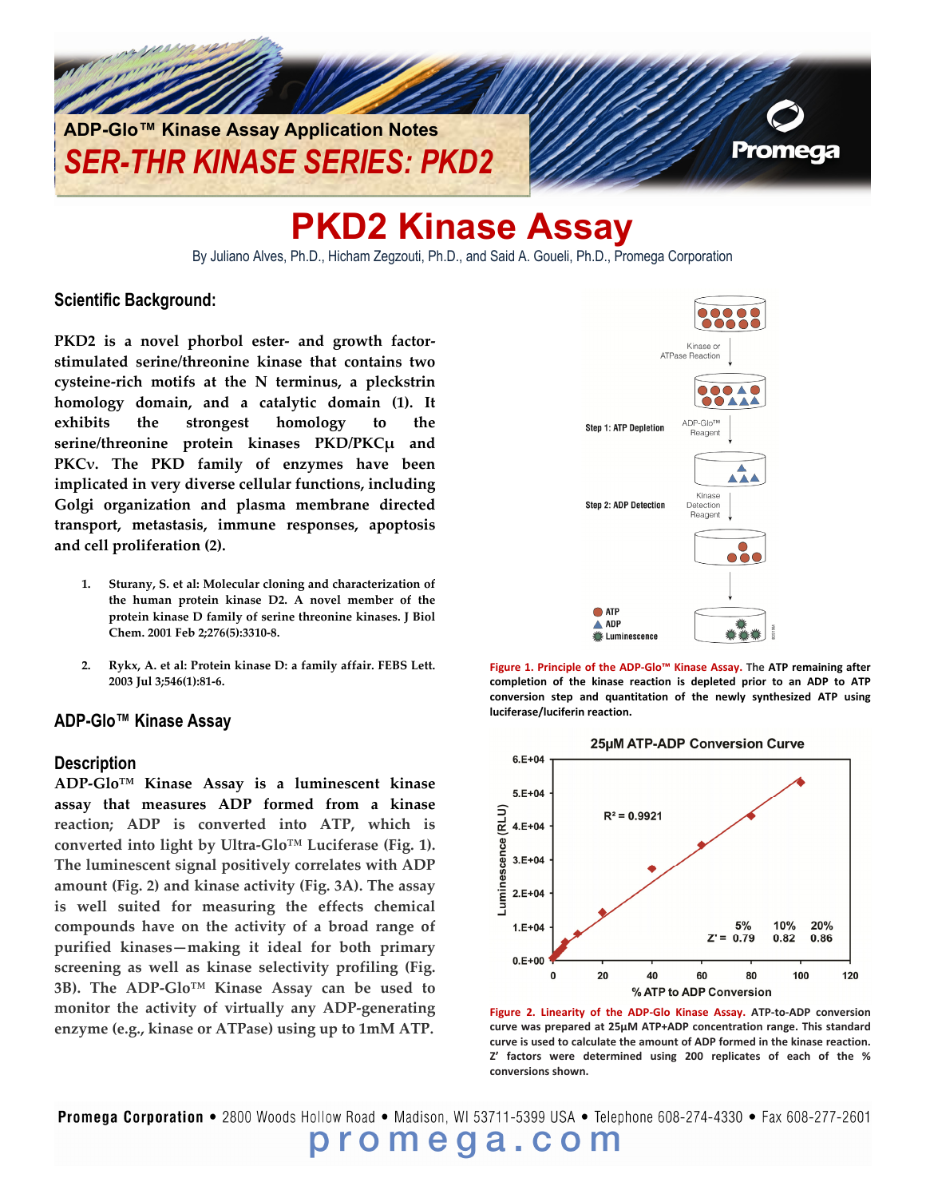ADP-Glo™ Kinase Assay Application Notes

*SER-THR KINASE SERIES: PKD2*

# PKD2 Kinase Assay

By Juliano Alves, Ph.D., Hicham Zegzouti, Ph.D., and Said A. Goueli, Ph.D., Promega Corporation

## Scientific Background:

**PKD2 is a novel phorbol ester- and growth factor-stimulated serine/threonine kinase that contains two cysteine-rich motifs at the N terminus, a pleckstrin homology domain, and a catalytic domain (1). It exhibits the strongest homology to the serine/threonine protein kinases PKD/PKCμ and PKCν. The PKD family of enzymes have been implicated in very diverse cellular functions, including Golgi organization and plasma membrane directed transport, metastasis, immune responses, apoptosis and cell proliferation (2).**

1. **Sturany, S. et al: Molecular cloning and characterization of the human protein kinase D2. A novel member of the protein kinase D family of serine threonine kinases. J Biol Chem. 2001 Feb 2;276(5):3310-8.**

2. **Rykx, A. et al: Protein kinase D: a family affair. FEBS Lett. 2003 Jul 3;546(1):81-6.**

## ADP-Glo™ Kinase Assay

### Description

**ADP-Glo™ Kinase Assay is a luminescent kinase assay that measures ADP formed from a kinase reaction; ADP is converted into ATP, which is converted into light by Ultra-Glo™ Luciferase (Fig. 1). The luminescent signal positively correlates with ADP amount (Fig. 2) and kinase activity (Fig. 3A). The assay is well suited for measuring the effects chemical compounds have on the activity of a broad range of purified kinases—making it ideal for both primary screening as well as kinase selectivity profiling (Fig. 3B). The ADP-Glo™ Kinase Assay can be used to monitor the activity of virtually any ADP-generating enzyme (e.g., kinase or ATPase) using up to 1mM ATP.**

**Figure 1. Principle of the ADP-Glo™ Kinase Assay.** The ATP remaining after completion of the kinase reaction is depleted prior to an ADP to ATP conversion step and quantitation of the newly synthesized ATP using luciferase/luciferin reaction.

**Figure 2. Linearity of the ADP-Glo Kinase Assay.** ATP-to-ADP conversion curve was prepared at 25μM ATP+ADP concentration range. This standard curve is used to calculate the amount of ADP formed in the kinase reaction. Z' factors were determined using 200 replicates of each of the % conversions shown.

Promega Corporation • 2800 Woods Hollow Road • Madison, WI 53711-5399 USA • Telephone 608-274-4330 • Fax 608-277-2601

promega.com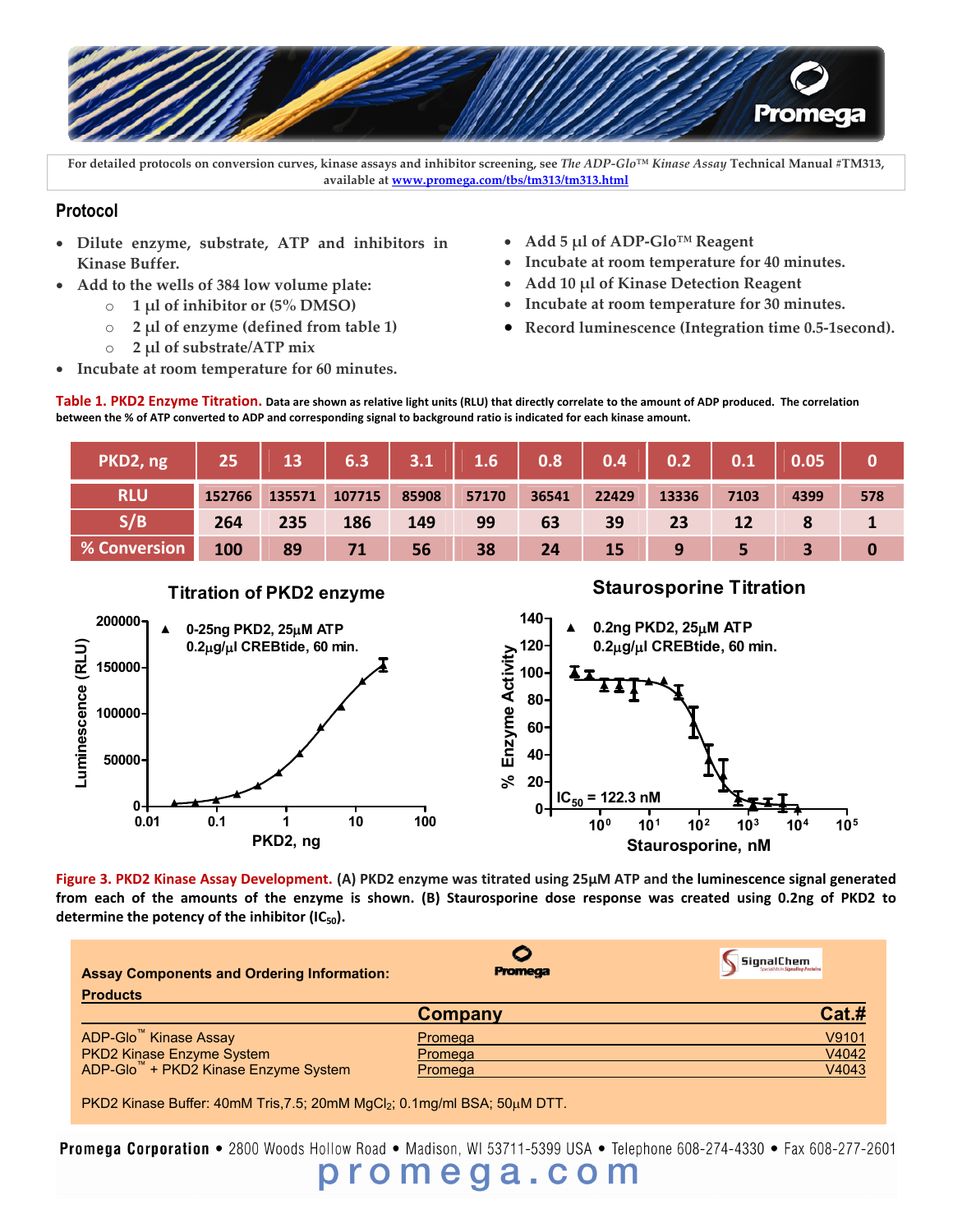For detailed protocols on conversion curves, kinase assays and inhibitor screening, see *The ADP-Glo™ Kinase Assay* Technical Manual #TM313, available at www.promega.com/tbs/tm313/tm313.html

## Protocol

- Dilute enzyme, substrate, ATP and inhibitors in Kinase Buffer.
- Add to the wells of 384 low volume plate:
  - 1 µl of inhibitor or (5% DMSO)
  - 2 µl of enzyme (defined from table 1)
  - 2 µl of substrate/ATP mix
- Incubate at room temperature for 60 minutes.
- Add 5 µl of ADP-Glo™ Reagent
- Incubate at room temperature for 40 minutes.
- Add 10 µl of Kinase Detection Reagent
- Incubate at room temperature for 30 minutes.
- Record luminescence (Integration time 0.5-1second).

**Table 1. PKD2 Enzyme Titration.** Data are shown as relative light units (RLU) that directly correlate to the amount of ADP produced. The correlation between the % of ATP converted to ADP and corresponding signal to background ratio is indicated for each kinase amount.

| PKD2, ng | 25 | 13 | 6.3 | 3.1 | 1.6 | 0.8 | 0.4 | 0.2 | 0.1 | 0.05 | 0 |
|---|---|---|---|---|---|---|---|---|---|---|---|
| RLU | 152766 | 135571 | 107715 | 85908 | 57170 | 36541 | 22429 | 13336 | 7103 | 4399 | 578 |
| S/B | 264 | 235 | 186 | 149 | 99 | 63 | 39 | 23 | 12 | 8 | 1 |
| % Conversion | 100 | 89 | 71 | 56 | 38 | 24 | 15 | 9 | 5 | 3 | 0 |

Titration of PKD2 enzyme

0-25ng PKD2, 25µM ATP
0.2µg/µl CREBtide, 60 min.

Luminescence (RLU)

200000
150000
100000
50000
0

0.01 0.1 1 10 100

PKD2, ng

Staurosporine Titration

0.2ng PKD2, 25µM ATP
0.2µg/µl CREBtide, 60 min.

% Enzyme Activity

140
120
100
80
60
40
20
0

$IC_{50}$ = 122.3 nM

$10^0$ $10^1$ $10^2$ $10^3$ $10^4$ $10^5$

Staurosporine, nM

**Figure 3. PKD2 Kinase Assay Development.** **(A) PKD2 enzyme was titrated using 25µM ATP and the luminescence signal generated from each of the amounts of the enzyme is shown. (B) Staurosporine dose response was created using 0.2ng of PKD2 to determine the potency of the inhibitor ($IC_{50}$).**

**Assay Components and Ordering Information:**

**Products**

| Products | Company | Cat.# |
|---|---|---|
| ADP-Glo™ Kinase Assay | Promega | V9101 |
| PKD2 Kinase Enzyme System | Promega | V4042 |
| ADP-Glo™ + PKD2 Kinase Enzyme System | Promega | V4043 |

PKD2 Kinase Buffer: 40mM Tris,7.5; 20mM $MgCl_2$; 0.1mg/ml BSA; 50µM DTT.

**Promega Corporation** • 2800 Woods Hollow Road • Madison, WI 53711-5399 USA • Telephone 608-274-4330 • Fax 608-277-2601

promega.com